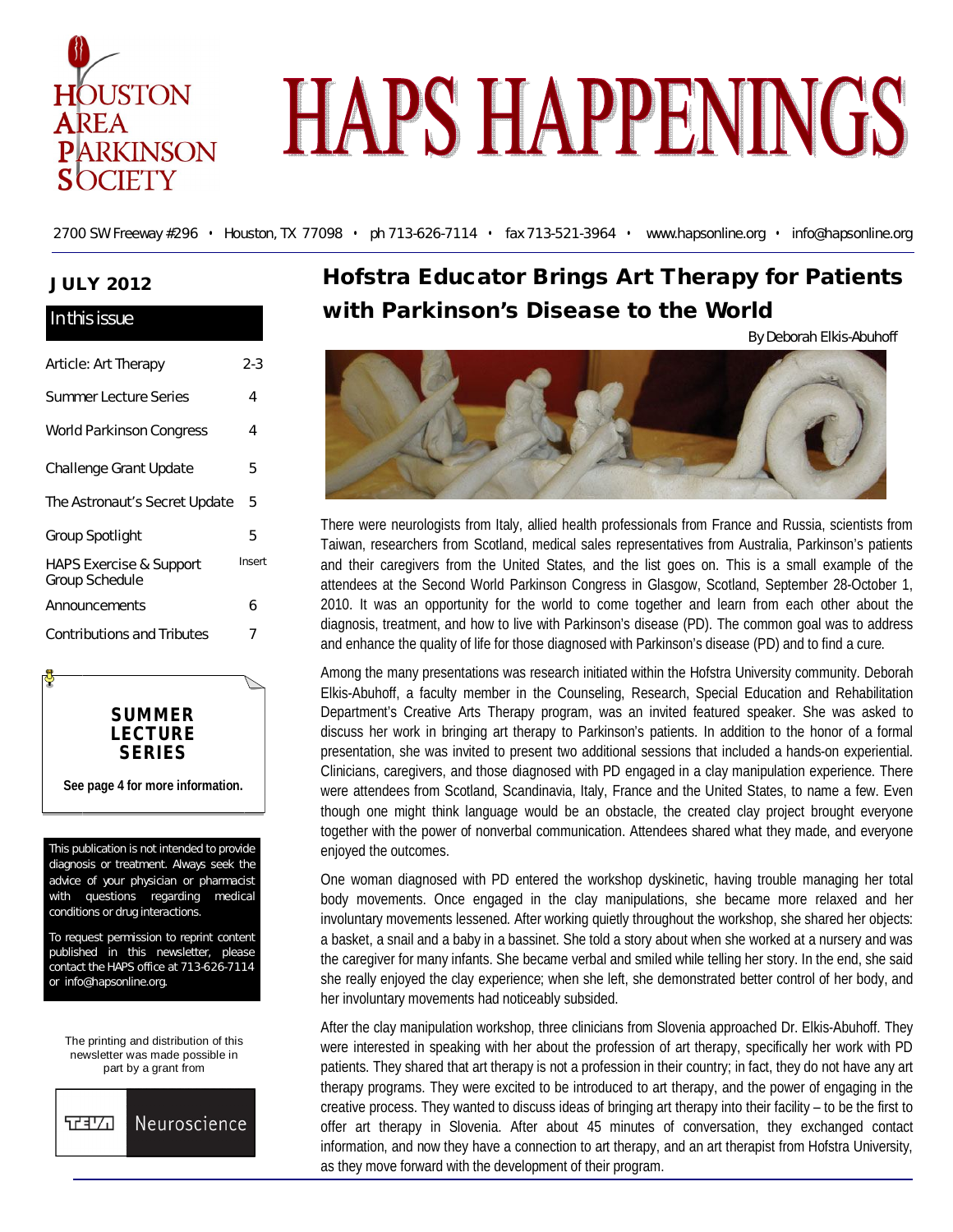# HOUSTON AREA PARKINSON SOCIETY

# HAPS HAPPENINGS

2700 SW Freeway #296 • Houston, TX 77098 • ph 713-626-7114 • fax 713-521-3964 • www.hapsonline.org • info@hapsonline.org

**JULY 2012**

**In this issue**

| Article: Art Therapy | 2-3 |
|---|---|
| Summer Lecture Series | 4 |
| World Parkinson Congress | 4 |
| Challenge Grant Update | 5 |
| The Astronaut's Secret Update | 5 |
| Group Spotlight | 5 |
| HAPS Exercise & Support Group Schedule | Insert |
| Announcements | 6 |
| Contributions and Tributes | 7 |

**SUMMER LECTURE SERIES**

**See page 4 for more information.**

This publication is not intended to provide diagnosis or treatment. Always seek the advice of your physician or pharmacist with questions regarding medical conditions or drug interactions.

To request permission to reprint content published in this newsletter, please contact the HAPS office at 713-626-7114 or info@hapsonline.org.

The printing and distribution of this newsletter was made possible in part by a grant from

TEVA Neuroscience

## Hofstra Educator Brings Art Therapy for Patients with Parkinson's Disease to the World

By Deborah Elkis-Abuhoff

There were neurologists from Italy, allied health professionals from France and Russia, scientists from Taiwan, researchers from Scotland, medical sales representatives from Australia, Parkinson's patients and their caregivers from the United States, and the list goes on. This is a small example of the attendees at the Second World Parkinson Congress in Glasgow, Scotland, September 28-October 1, 2010. It was an opportunity for the world to come together and learn from each other about the diagnosis, treatment, and how to live with Parkinson's disease (PD). The common goal was to address and enhance the quality of life for those diagnosed with Parkinson's disease (PD) and to find a cure.

Among the many presentations was research initiated within the Hofstra University community. Deborah Elkis-Abuhoff, a faculty member in the Counseling, Research, Special Education and Rehabilitation Department's Creative Arts Therapy program, was an invited featured speaker. She was asked to discuss her work in bringing art therapy to Parkinson's patients. In addition to the honor of a formal presentation, she was invited to present two additional sessions that included a hands-on experiential. Clinicians, caregivers, and those diagnosed with PD engaged in a clay manipulation experience. There were attendees from Scotland, Scandinavia, Italy, France and the United States, to name a few. Even though one might think language would be an obstacle, the created clay project brought everyone together with the power of nonverbal communication. Attendees shared what they made, and everyone enjoyed the outcomes.

One woman diagnosed with PD entered the workshop dyskinetic, having trouble managing her total body movements. Once engaged in the clay manipulations, she became more relaxed and her involuntary movements lessened. After working quietly throughout the workshop, she shared her objects: a basket, a snail and a baby in a bassinet. She told a story about when she worked at a nursery and was the caregiver for many infants. She became verbal and smiled while telling her story. In the end, she said she really enjoyed the clay experience; when she left, she demonstrated better control of her body, and her involuntary movements had noticeably subsided.

After the clay manipulation workshop, three clinicians from Slovenia approached Dr. Elkis-Abuhoff. They were interested in speaking with her about the profession of art therapy, specifically her work with PD patients. They shared that art therapy is not a profession in their country; in fact, they do not have any art therapy programs. They were excited to be introduced to art therapy, and the power of engaging in the creative process. They wanted to discuss ideas of bringing art therapy into their facility – to be the first to offer art therapy in Slovenia. After about 45 minutes of conversation, they exchanged contact information, and now they have a connection to art therapy, and an art therapist from Hofstra University, as they move forward with the development of their program.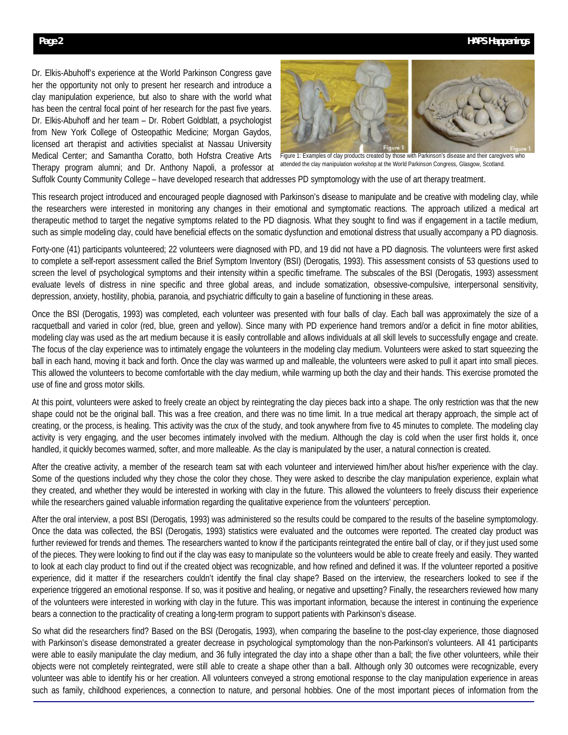Dr. Elkis-Abuhoff's experience at the World Parkinson Congress gave her the opportunity not only to present her research and introduce a clay manipulation experience, but also to share with the world what has been the central focal point of her research for the past five years. Dr. Elkis-Abuhoff and her team – Dr. Robert Goldblatt, a psychologist from New York College of Osteopathic Medicine; Morgan Gaydos, licensed art therapist and activities specialist at Nassau University Medical Center; and Samantha Coratto, both Hofstra Creative Arts Therapy program alumni; and Dr. Anthony Napoli, a professor at Suffolk County Community College – have developed research that addresses PD symptomology with the use of art therapy treatment.

Figure 1: Examples of clay products created by those with Parkinson's disease and their caregivers who attended the clay manipulation workshop at the World Parkinson Congress, Glasgow, Scotland.

This research project introduced and encouraged people diagnosed with Parkinson's disease to manipulate and be creative with modeling clay, while the researchers were interested in monitoring any changes in their emotional and symptomatic reactions. The approach utilized a medical art therapeutic method to target the negative symptoms related to the PD diagnosis. What they sought to find was if engagement in a tactile medium, such as simple modeling clay, could have beneficial effects on the somatic dysfunction and emotional distress that usually accompany a PD diagnosis.

Forty-one (41) participants volunteered; 22 volunteers were diagnosed with PD, and 19 did not have a PD diagnosis. The volunteers were first asked to complete a self-report assessment called the Brief Symptom Inventory (BSI) (Derogatis, 1993). This assessment consists of 53 questions used to screen the level of psychological symptoms and their intensity within a specific timeframe. The subscales of the BSI (Derogatis, 1993) assessment evaluate levels of distress in nine specific and three global areas, and include somatization, obsessive-compulsive, interpersonal sensitivity, depression, anxiety, hostility, phobia, paranoia, and psychiatric difficulty to gain a baseline of functioning in these areas.

Once the BSI (Derogatis, 1993) was completed, each volunteer was presented with four balls of clay. Each ball was approximately the size of a racquetball and varied in color (red, blue, green and yellow). Since many with PD experience hand tremors and/or a deficit in fine motor abilities, modeling clay was used as the art medium because it is easily controllable and allows individuals at all skill levels to successfully engage and create. The focus of the clay experience was to intimately engage the volunteers in the modeling clay medium. Volunteers were asked to start squeezing the ball in each hand, moving it back and forth. Once the clay was warmed up and malleable, the volunteers were asked to pull it apart into small pieces. This allowed the volunteers to become comfortable with the clay medium, while warming up both the clay and their hands. This exercise promoted the use of fine and gross motor skills.

At this point, volunteers were asked to freely create an object by reintegrating the clay pieces back into a shape. The only restriction was that the new shape could not be the original ball. This was a free creation, and there was no time limit. In a true medical art therapy approach, the simple act of creating, or the process, is healing. This activity was the crux of the study, and took anywhere from five to 45 minutes to complete. The modeling clay activity is very engaging, and the user becomes intimately involved with the medium. Although the clay is cold when the user first holds it, once handled, it quickly becomes warmed, softer, and more malleable. As the clay is manipulated by the user, a natural connection is created.

After the creative activity, a member of the research team sat with each volunteer and interviewed him/her about his/her experience with the clay. Some of the questions included why they chose the color they chose. They were asked to describe the clay manipulation experience, explain what they created, and whether they would be interested in working with clay in the future. This allowed the volunteers to freely discuss their experience while the researchers gained valuable information regarding the qualitative experience from the volunteers' perception.

After the oral interview, a post BSI (Derogatis, 1993) was administered so the results could be compared to the results of the baseline symptomology. Once the data was collected, the BSI (Derogatis, 1993) statistics were evaluated and the outcomes were reported. The created clay product was further reviewed for trends and themes. The researchers wanted to know if the participants reintegrated the entire ball of clay, or if they just used some of the pieces. They were looking to find out if the clay was easy to manipulate so the volunteers would be able to create freely and easily. They wanted to look at each clay product to find out if the created object was recognizable, and how refined and defined it was. If the volunteer reported a positive experience, did it matter if the researchers couldn't identify the final clay shape? Based on the interview, the researchers looked to see if the experience triggered an emotional response. If so, was it positive and healing, or negative and upsetting? Finally, the researchers reviewed how many of the volunteers were interested in working with clay in the future. This was important information, because the interest in continuing the experience bears a connection to the practicality of creating a long-term program to support patients with Parkinson's disease.

So what did the researchers find? Based on the BSI (Derogatis, 1993), when comparing the baseline to the post-clay experience, those diagnosed with Parkinson's disease demonstrated a greater decrease in psychological symptomology than the non-Parkinson's volunteers. All 41 participants were able to easily manipulate the clay medium, and 36 fully integrated the clay into a shape other than a ball; the five other volunteers, while their objects were not completely reintegrated, were still able to create a shape other than a ball. Although only 30 outcomes were recognizable, every volunteer was able to identify his or her creation. All volunteers conveyed a strong emotional response to the clay manipulation experience in areas such as family, childhood experiences, a connection to nature, and personal hobbies. One of the most important pieces of information from the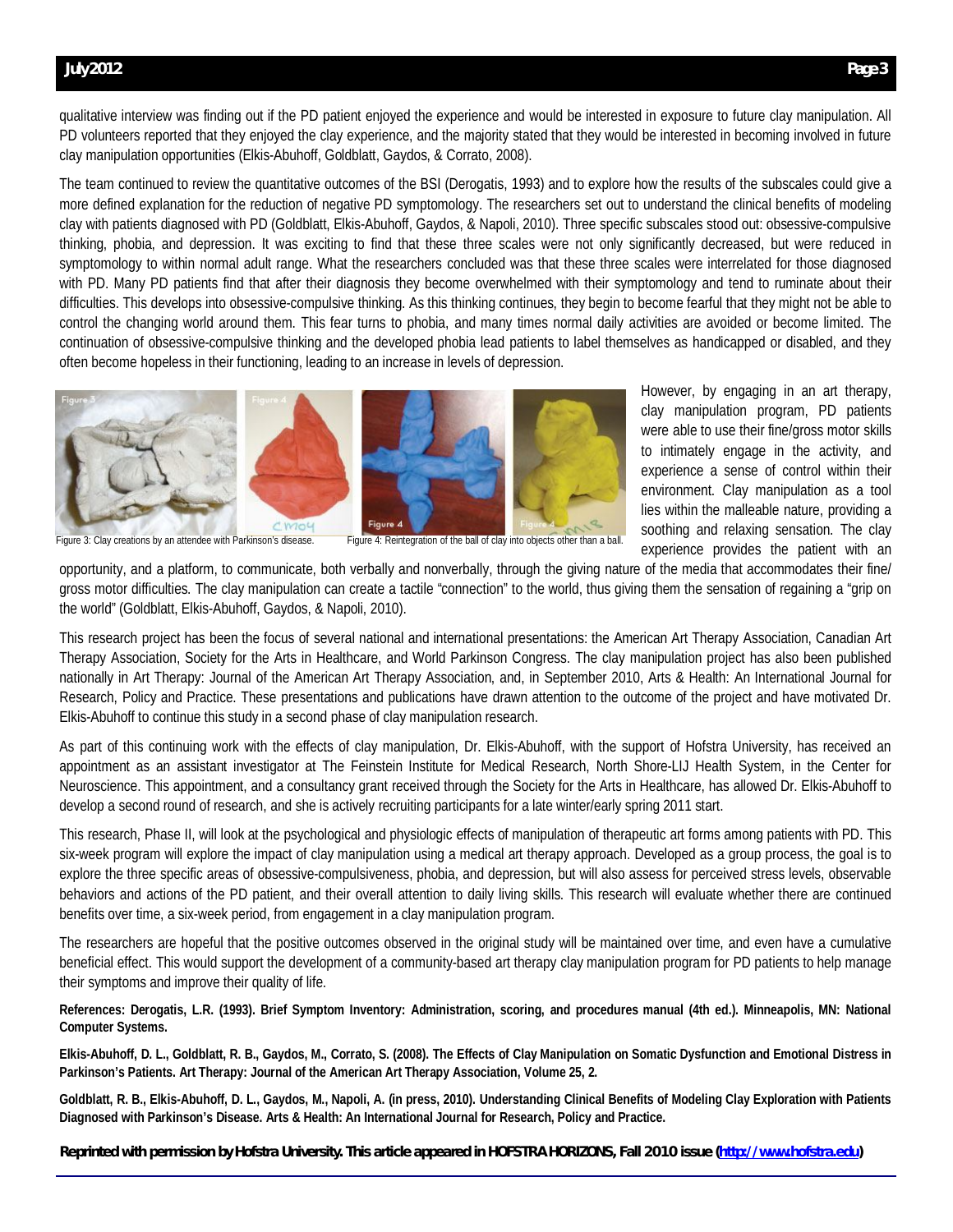qualitative interview was finding out if the PD patient enjoyed the experience and would be interested in exposure to future clay manipulation. All PD volunteers reported that they enjoyed the clay experience, and the majority stated that they would be interested in becoming involved in future clay manipulation opportunities (Elkis-Abuhoff, Goldblatt, Gaydos, & Corrato, 2008).

The team continued to review the quantitative outcomes of the BSI (Derogatis, 1993) and to explore how the results of the subscales could give a more defined explanation for the reduction of negative PD symptomology. The researchers set out to understand the clinical benefits of modeling clay with patients diagnosed with PD (Goldblatt, Elkis-Abuhoff, Gaydos, & Napoli, 2010). Three specific subscales stood out: obsessive-compulsive thinking, phobia, and depression. It was exciting to find that these three scales were not only significantly decreased, but were reduced in symptomology to within normal adult range. What the researchers concluded was that these three scales were interrelated for those diagnosed with PD. Many PD patients find that after their diagnosis they become overwhelmed with their symptomology and tend to ruminate about their difficulties. This develops into obsessive-compulsive thinking. As this thinking continues, they begin to become fearful that they might not be able to control the changing world around them. This fear turns to phobia, and many times normal daily activities are avoided or become limited. The continuation of obsessive-compulsive thinking and the developed phobia lead patients to label themselves as handicapped or disabled, and they often become hopeless in their functioning, leading to an increase in levels of depression.

Figure 3: Clay creations by an attendee with Parkinson's disease.

Figure 4: Reintegration of the ball of clay into objects other than a ball.

However, by engaging in an art therapy, clay manipulation program, PD patients were able to use their fine/gross motor skills to intimately engage in the activity, and experience a sense of control within their environment. Clay manipulation as a tool lies within the malleable nature, providing a soothing and relaxing sensation. The clay experience provides the patient with an opportunity, and a platform, to communicate, both verbally and nonverbally, through the giving nature of the media that accommodates their fine/ gross motor difficulties. The clay manipulation can create a tactile "connection" to the world, thus giving them the sensation of regaining a "grip on the world" (Goldblatt, Elkis-Abuhoff, Gaydos, & Napoli, 2010).

This research project has been the focus of several national and international presentations: the American Art Therapy Association, Canadian Art Therapy Association, Society for the Arts in Healthcare, and World Parkinson Congress. The clay manipulation project has also been published nationally in Art Therapy: Journal of the American Art Therapy Association, and, in September 2010, Arts & Health: An International Journal for Research, Policy and Practice. These presentations and publications have drawn attention to the outcome of the project and have motivated Dr. Elkis-Abuhoff to continue this study in a second phase of clay manipulation research.

As part of this continuing work with the effects of clay manipulation, Dr. Elkis-Abuhoff, with the support of Hofstra University, has received an appointment as an assistant investigator at The Feinstein Institute for Medical Research, North Shore-LIJ Health System, in the Center for Neuroscience. This appointment, and a consultancy grant received through the Society for the Arts in Healthcare, has allowed Dr. Elkis-Abuhoff to develop a second round of research, and she is actively recruiting participants for a late winter/early spring 2011 start.

This research, Phase II, will look at the psychological and physiologic effects of manipulation of therapeutic art forms among patients with PD. This six-week program will explore the impact of clay manipulation using a medical art therapy approach. Developed as a group process, the goal is to explore the three specific areas of obsessive-compulsiveness, phobia, and depression, but will also assess for perceived stress levels, observable behaviors and actions of the PD patient, and their overall attention to daily living skills. This research will evaluate whether there are continued benefits over time, a six-week period, from engagement in a clay manipulation program.

The researchers are hopeful that the positive outcomes observed in the original study will be maintained over time, and even have a cumulative beneficial effect. This would support the development of a community-based art therapy clay manipulation program for PD patients to help manage their symptoms and improve their quality of life.

**References: Derogatis, L.R. (1993). Brief Symptom Inventory: Administration, scoring, and procedures manual (4th ed.). Minneapolis, MN: National Computer Systems.**

**Elkis-Abuhoff, D. L., Goldblatt, R. B., Gaydos, M., Corrato, S. (2008). The Effects of Clay Manipulation on Somatic Dysfunction and Emotional Distress in Parkinson's Patients. Art Therapy: Journal of the American Art Therapy Association, Volume 25, 2.**

**Goldblatt, R. B., Elkis-Abuhoff, D. L., Gaydos, M., Napoli, A. (in press, 2010). Understanding Clinical Benefits of Modeling Clay Exploration with Patients Diagnosed with Parkinson's Disease. Arts & Health: An International Journal for Research, Policy and Practice.**

***Reprinted with permission by Hofstra University. This article appeared in HOFSTRA HORIZONS, Fall 2010 issue (http://www.hofstra.edu)***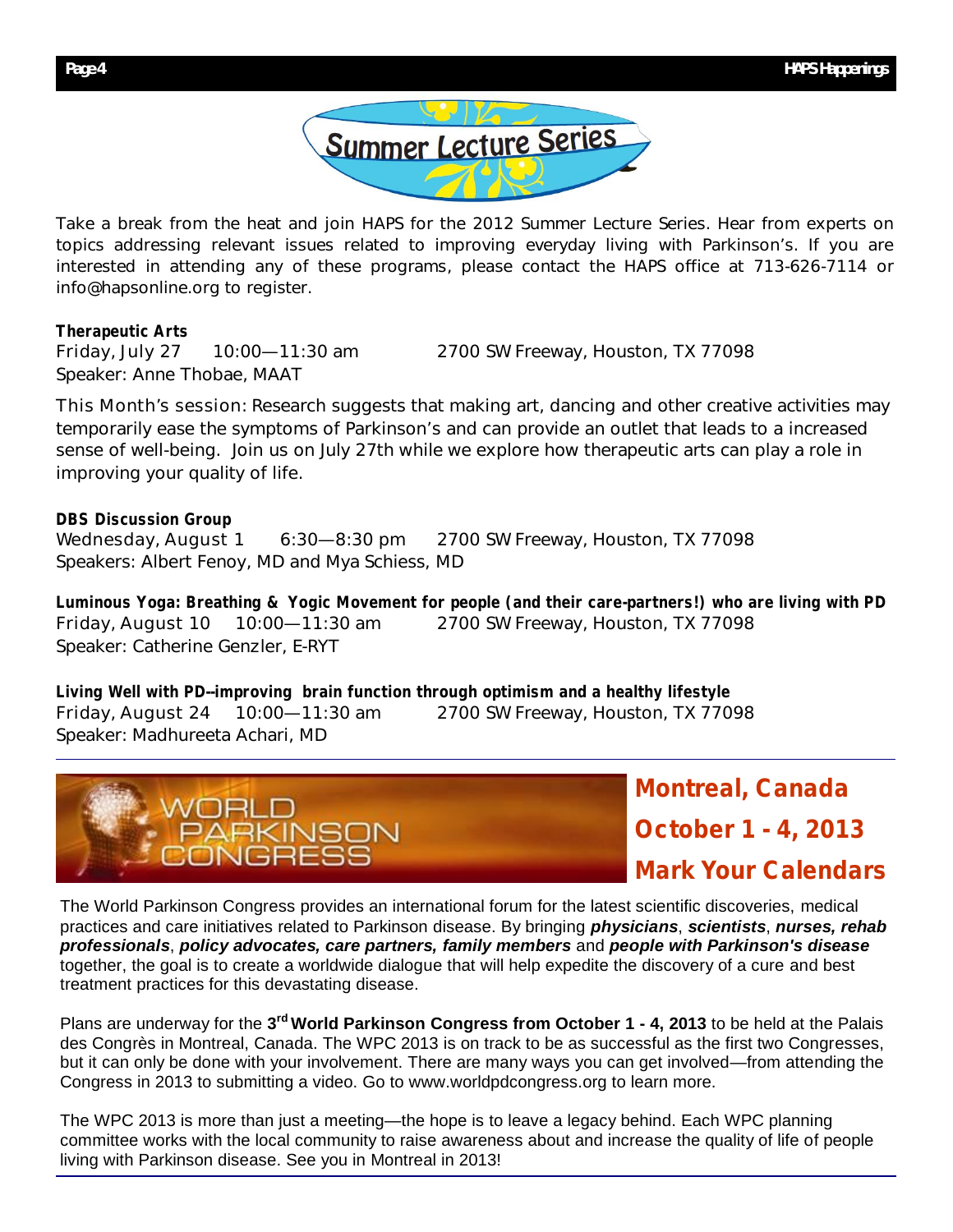# Summer Lecture Series

Take a break from the heat and join HAPS for the 2012 Summer Lecture Series. Hear from experts on topics addressing relevant issues related to improving everyday living with Parkinson's. If you are interested in attending any of these programs, please contact the HAPS office at 713-626-7114 or info@hapsonline.org to register.

**Therapeutic Arts**
Friday, July 27 10:00—11:30 am 2700 SW Freeway, Houston, TX 77098
Speaker: Anne Thobae, MAAT

This Month's session: Research suggests that making art, dancing and other creative activities may temporarily ease the symptoms of Parkinson's and can provide an outlet that leads to a increased sense of well-being. Join us on July 27th while we explore how therapeutic arts can play a role in improving your quality of life.

**DBS Discussion Group**
Wednesday, August 1 6:30—8:30 pm 2700 SW Freeway, Houston, TX 77098
Speakers: Albert Fenoy, MD and Mya Schiess, MD

**Luminous Yoga: Breathing & Yogic Movement for people (and their care-partners!) who are living with PD**
Friday, August 10 10:00—11:30 am 2700 SW Freeway, Houston, TX 77098
Speaker: Catherine Genzler, E-RYT

**Living Well with PD--improving brain function through optimism and a healthy lifestyle**
Friday, August 24 10:00—11:30 am 2700 SW Freeway, Houston, TX 77098
Speaker: Madhureeta Achari, MD

---

## World Parkinson Congress

**Montreal, Canada**
**October 1 - 4, 2013**
**Mark Your Calendars**

The World Parkinson Congress provides an international forum for the latest scientific discoveries, medical practices and care initiatives related to Parkinson disease. By bringing ***physicians***, ***scientists***, ***nurses, rehab professionals***, ***policy advocates, care partners, family members*** and ***people with Parkinson's disease*** together, the goal is to create a worldwide dialogue that will help expedite the discovery of a cure and best treatment practices for this devastating disease.

Plans are underway for the **3rd World Parkinson Congress from October 1 - 4, 2013** to be held at the Palais des Congrès in Montreal, Canada. The WPC 2013 is on track to be as successful as the first two Congresses, but it can only be done with your involvement. There are many ways you can get involved—from attending the Congress in 2013 to submitting a video. Go to www.worldpdcongress.org to learn more.

The WPC 2013 is more than just a meeting—the hope is to leave a legacy behind. Each WPC planning committee works with the local community to raise awareness about and increase the quality of life of people living with Parkinson disease. See you in Montreal in 2013!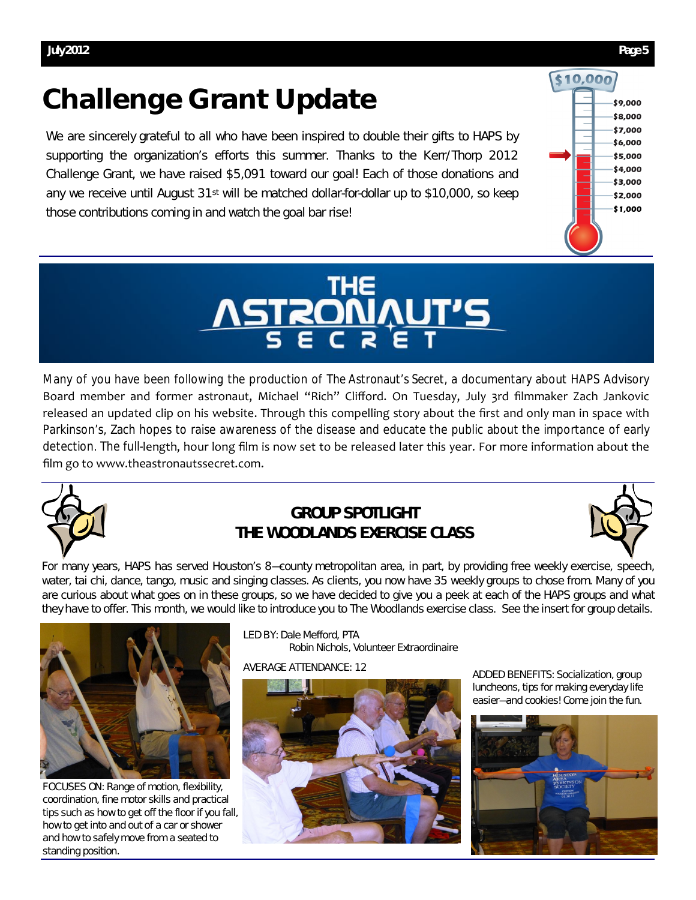# Challenge Grant Update

We are sincerely grateful to all who have been inspired to double their gifts to HAPS by supporting the organization's efforts this summer. Thanks to the Kerr/Thorp 2012 Challenge Grant, we have raised $5,091 toward our goal! Each of those donations and any we receive until August 31st will be matched dollar-for-dollar up to $10,000, so keep those contributions coming in and watch the goal bar rise!

$10,000
$9,000
$8,000
$7,000
$6,000
$5,000
$4,000
$3,000
$2,000
$1,000

## THE ASTRONAUT'S SECRET

Many of you have been following the production of *The Astronaut's Secret*, a documentary about HAPS Advisory Board member and former astronaut, Michael "Rich" Clifford. On Tuesday, July 3rd filmmaker Zach Jankovic released an updated clip on his website. Through this compelling story about the first and only man in space with Parkinson's, Zach hopes to raise awareness of the disease and educate the public about the importance of early detection. The full-length, hour long film is now set to be released later this year. For more information about the film go to www.theastronautssecret.com.

## GROUP SPOTLIGHT
## THE WOODLANDS EXERCISE CLASS

For many years, HAPS has served Houston's 8–county metropolitan area, in part, by providing free weekly exercise, speech, water, tai chi, dance, tango, music and singing classes. As clients, you now have 35 weekly groups to chose from. Many of you are curious about what goes on in these groups, so we have decided to give you a peek at each of the HAPS groups and what they have to offer. This month, we would like to introduce you to The Woodlands exercise class. See the insert for group details.

FOCUSES ON: Range of motion, flexibility, coordination, fine motor skills and practical tips such as how to get off the floor if you fall, how to get into and out of a car or shower and how to safely move from a seated to standing position.

LED BY: Dale Mefford, PTA
Robin Nichols, Volunteer Extraordinaire

AVERAGE ATTENDANCE: 12

ADDED BENEFITS: Socialization, group luncheons, tips for making everyday life easier—and cookies! Come join the fun.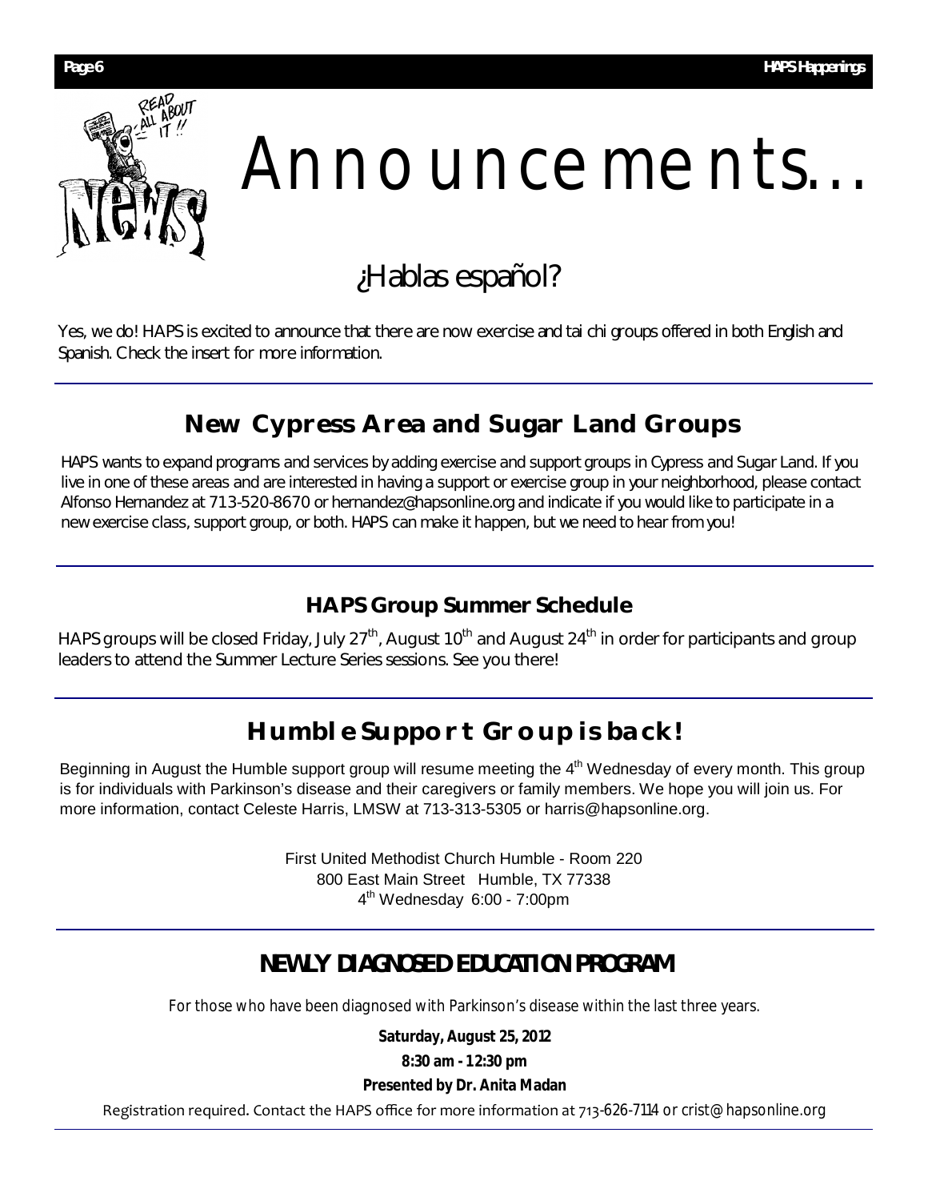# Announcements…

## ¿Hablas español?

Yes, we do! HAPS is excited to announce that there are now exercise and tai chi groups offered in both English and Spanish. Check the insert for more information.

## New Cypress Area and Sugar Land Groups

HAPS wants to expand programs and services by adding exercise and support groups in Cypress and Sugar Land. If you live in one of these areas and are interested in having a support or exercise group in your neighborhood, please contact Alfonso Hernandez at 713-520-8670 or hernandez@hapsonline.org and indicate if you would like to participate in a new exercise class, support group, or both. HAPS can make it happen, but we need to hear from you!

### HAPS Group Summer Schedule

HAPS groups will be closed Friday, July 27th, August 10th and August 24th in order for participants and group leaders to attend the Summer Lecture Series sessions. See you there!

## Humble Support Group is back!

Beginning in August the Humble support group will resume meeting the 4th Wednesday of every month. This group is for individuals with Parkinson's disease and their caregivers or family members. We hope you will join us. For more information, contact Celeste Harris, LMSW at 713-313-5305 or harris@hapsonline.org.

First United Methodist Church Humble - Room 220
800 East Main Street Humble, TX 77338
4th Wednesday 6:00 - 7:00pm

## NEWLY DIAGNOSED EDUCATION PROGRAM

*For those who have been diagnosed with Parkinson's disease within the last three years.*

**Saturday, August 25, 2012**

**8:30 am - 12:30 pm**

**Presented by Dr. Anita Madan**

Registration required. Contact the HAPS office for more information at 713-626-7114 or crist@hapsonline.org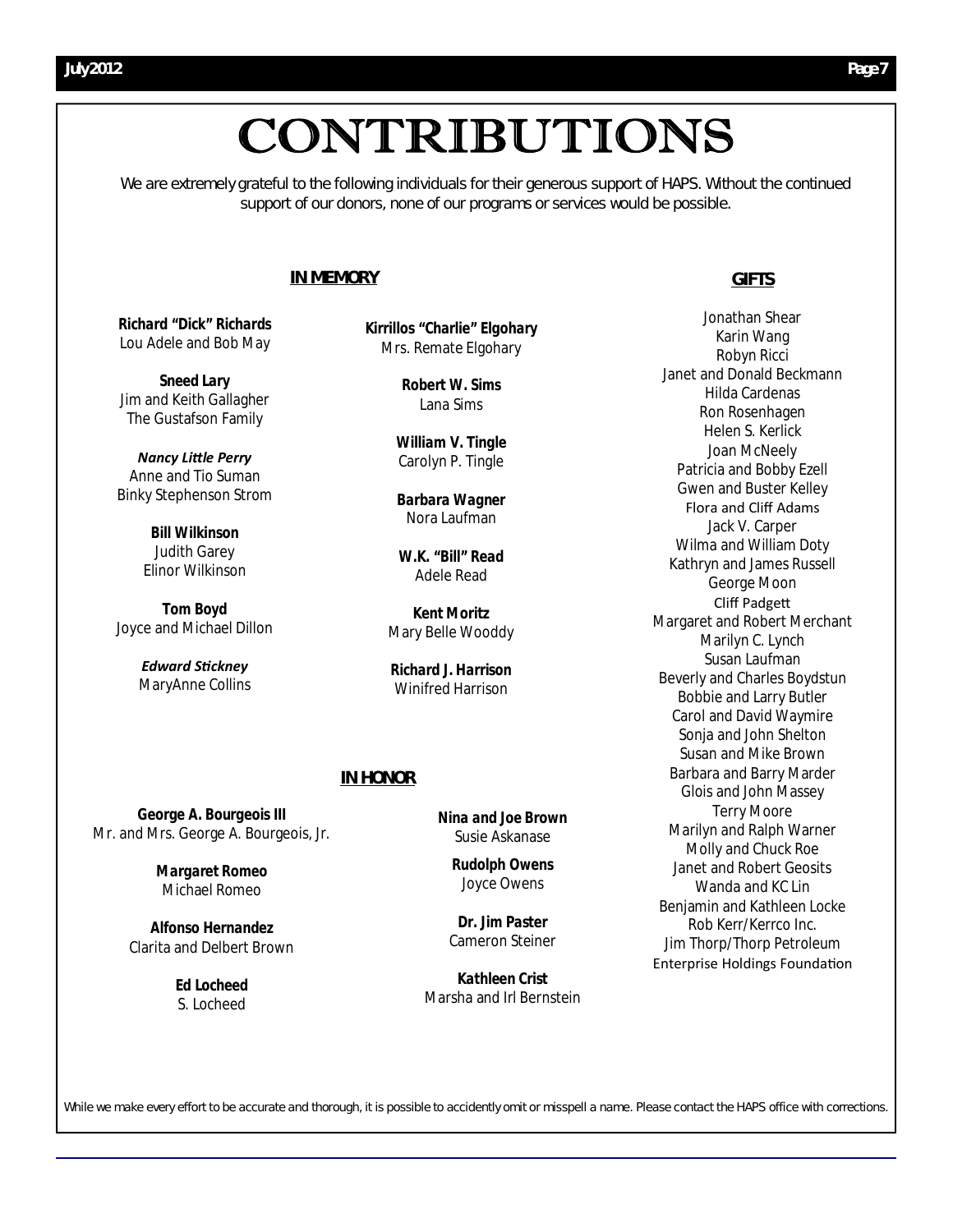# CONTRIBUTIONS

We are extremely grateful to the following individuals for their generous support of HAPS. Without the continued support of our donors, none of our programs or services would be possible.

## IN MEMORY

**Richard "Dick" Richards**
Lou Adele and Bob May

**Sneed Lary**
Jim and Keith Gallagher
The Gustafson Family

***Nancy Little Perry***
Anne and Tio Suman
Binky Stephenson Strom

**Bill Wilkinson**
Judith Garey
Elinor Wilkinson

**Tom Boyd**
Joyce and Michael Dillon

***Edward Stickney***
MaryAnne Collins

**Kirrillos "Charlie" Elgohary**
Mrs. Remate Elgohary

**Robert W. Sims**
Lana Sims

**William V. Tingle**
Carolyn P. Tingle

**Barbara Wagner**
Nora Laufman

**W.K. "Bill" Read**
Adele Read

**Kent Moritz**
Mary Belle Wooddy

**Richard J. Harrison**
Winifred Harrison

## IN HONOR

**George A. Bourgeois III**
Mr. and Mrs. George A. Bourgeois, Jr.

**Margaret Romeo**
Michael Romeo

**Alfonso Hernandez**
Clarita and Delbert Brown

**Ed Locheed**
S. Locheed

**Nina and Joe Brown**
Susie Askanase

**Rudolph Owens**
Joyce Owens

**Dr. Jim Paster**
Cameron Steiner

**Kathleen Crist**
Marsha and Irl Bernstein

## GIFTS

Jonathan Shear
Karin Wang
Robyn Ricci
Janet and Donald Beckmann
Hilda Cardenas
Ron Rosenhagen
Helen S. Kerlick
Joan McNeely
Patricia and Bobby Ezell
Gwen and Buster Kelley
Flora and Cliff Adams
Jack V. Carper
Wilma and William Doty
Kathryn and James Russell
George Moon
Cliff Padgett
Margaret and Robert Merchant
Marilyn C. Lynch
Susan Laufman
Beverly and Charles Boydstun
Bobbie and Larry Butler
Carol and David Waymire
Sonja and John Shelton
Susan and Mike Brown
Barbara and Barry Marder
Glois and John Massey
Terry Moore
Marilyn and Ralph Warner
Molly and Chuck Roe
Janet and Robert Geosits
Wanda and KC Lin
Benjamin and Kathleen Locke
Rob Kerr/Kerrco Inc.
Jim Thorp/Thorp Petroleum
Enterprise Holdings Foundation

While we make every effort to be accurate and thorough, it is possible to accidently omit or misspell a name. Please contact the HAPS office with corrections.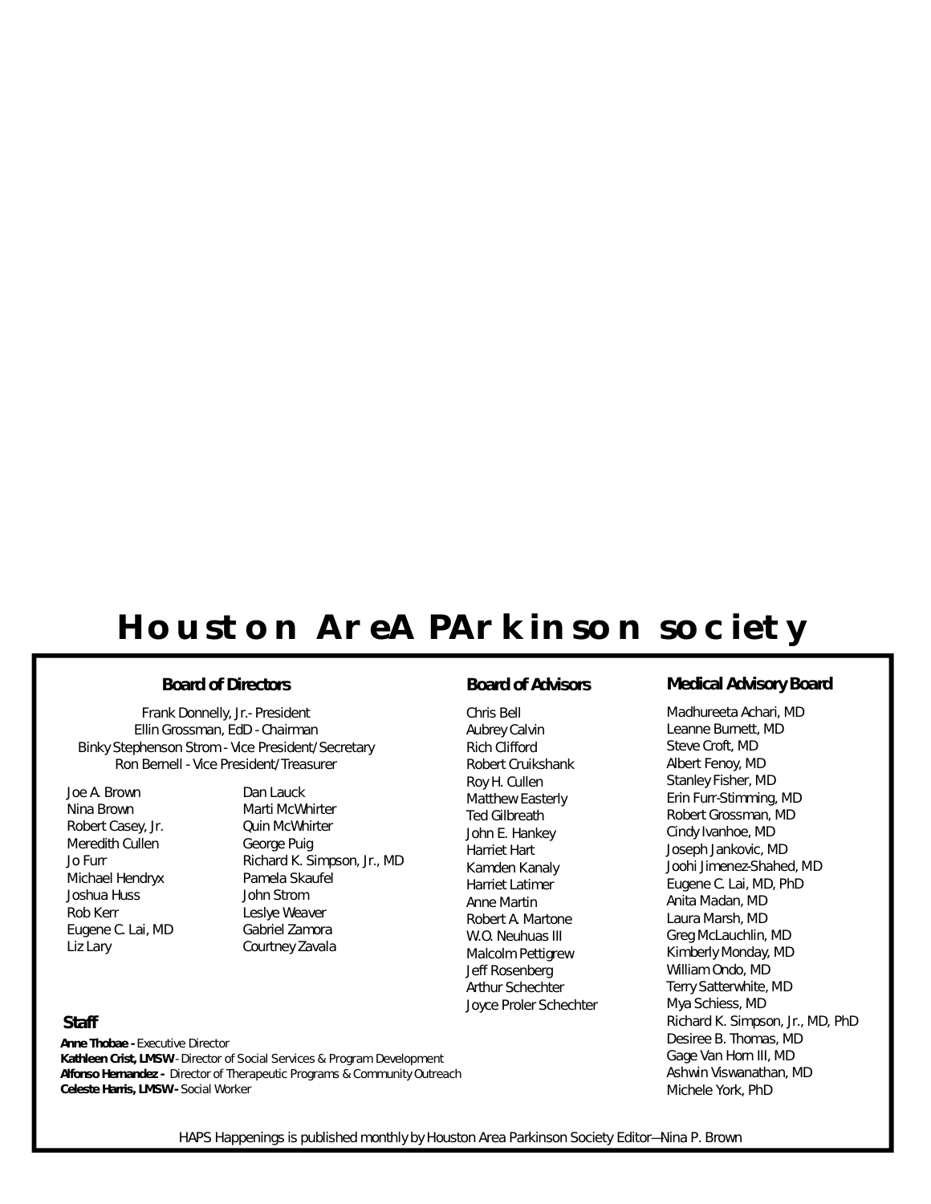# Houston AreA PArkinson society

### Board of Directors

Frank Donnelly, Jr.- President
Ellin Grossman, EdD - Chairman
Binky Stephenson Strom - Vice President/Secretary
Ron Bernell - Vice President/Treasurer

Joe A. Brown
Nina Brown
Robert Casey, Jr.
Meredith Cullen
Jo Furr
Michael Hendryx
Joshua Huss
Rob Kerr
Eugene C. Lai, MD
Liz Lary
Dan Lauck
Marti McWhirter
Quin McWhirter
George Puig
Richard K. Simpson, Jr., MD
Pamela Skaufel
John Strom
Leslye Weaver
Gabriel Zamora
Courtney Zavala

### Staff

**Anne Thobae -** Executive Director
**Kathleen Crist, LMSW** - Director of Social Services & Program Development
**Alfonso Hernandez -** Director of Therapeutic Programs & Community Outreach
**Celeste Harris, LMSW -** Social Worker

### Board of Advisors

Chris Bell
Aubrey Calvin
Rich Clifford
Robert Cruikshank
Roy H. Cullen
Matthew Easterly
Ted Gilbreath
John E. Hankey
Harriet Hart
Kamden Kanaly
Harriet Latimer
Anne Martin
Robert A. Martone
W.O. Neuhuas III
Malcolm Pettigrew
Jeff Rosenberg
Arthur Schechter
Joyce Proler Schechter

### Medical Advisory Board

Madhureeta Achari, MD
Leanne Burnett, MD
Steve Croft, MD
Albert Fenoy, MD
Stanley Fisher, MD
Erin Furr-Stimming, MD
Robert Grossman, MD
Cindy Ivanhoe, MD
Joseph Jankovic, MD
Joohi Jimenez-Shahed, MD
Eugene C. Lai, MD, PhD
Anita Madan, MD
Laura Marsh, MD
Greg McLauchlin, MD
Kimberly Monday, MD
William Ondo, MD
Terry Satterwhite, MD
Mya Schiess, MD
Richard K. Simpson, Jr., MD, PhD
Desiree B. Thomas, MD
Gage Van Horn III, MD
Ashwin Viswanathan, MD
Michele York, PhD

HAPS Happenings is published monthly by Houston Area Parkinson Society Editor—Nina P. Brown